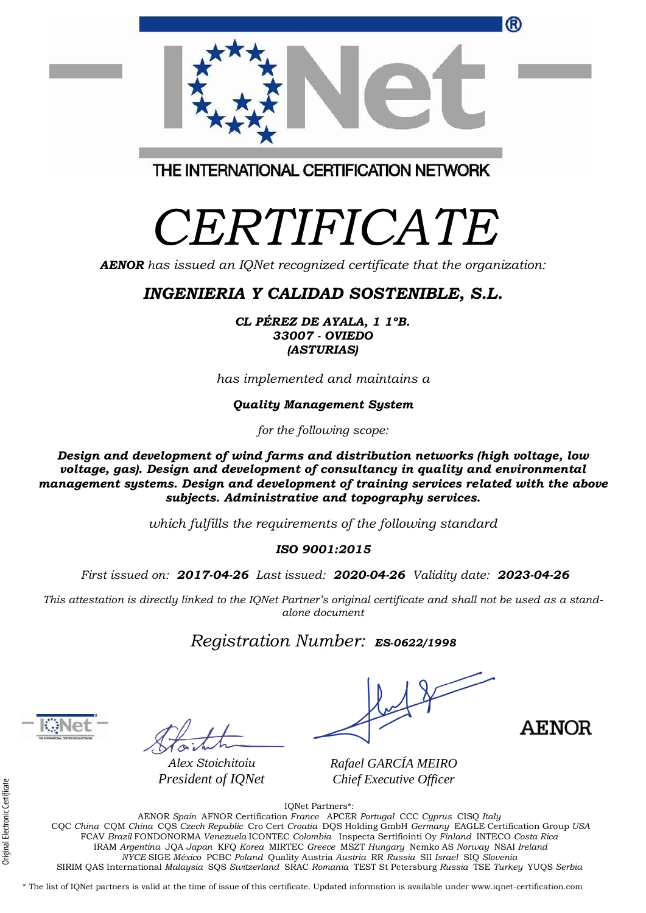THE INTERNATIONAL CERTIFICATION NETWORK

# *CERTIFICATE*

***AENOR*** *has issued an IQNet recognized certificate that the organization:*

## ***INGENIERIA Y CALIDAD SOSTENIBLE, S.L.***

***CL PÉREZ DE AYALA, 1 1ºB.***
***33007 - OVIEDO***
***(ASTURIAS)***

*has implemented and maintains a*

***Quality Management System***

*for the following scope:*

***Design and development of wind farms and distribution networks (high voltage, low voltage, gas). Design and development of consultancy in quality and environmental management systems. Design and development of training services related with the above subjects. Administrative and topography services.***

*which fulfills the requirements of the following standard*

***ISO 9001:2015***

*First issued on:* ***2017-04-26*** *Last issued:* ***2020-04-26*** *Validity date:* ***2023-04-26***

*This attestation is directly linked to the IQNet Partner's original certificate and shall not be used as a stand-alone document*

*Registration Number:* ***ES-0622/1998***

*Alex Stoichitoiu*
*President of IQNet*

*Rafael GARCÍA MEIRO*
*Chief Executive Officer*

AENOR

Original Electronic Certificate

IQNet Partners*:

AENOR *Spain* AFNOR Certification *France* APCER *Portugal* CCC *Cyprus* CISQ *Italy*
CQC *China* CQM *China* CQS *Czech Republic* Cro Cert *Croatia* DQS Holding GmbH *Germany* EAGLE Certification Group *USA*
FCAV *Brazil* FONDONORMA *Venezuela* ICONTEC *Colombia* Inspecta Sertifiointi Oy *Finland* INTECO *Costa Rica*
IRAM *Argentina* JQA *Japan* KFQ *Korea* MIRTEC *Greece* MSZT *Hungary* Nemko AS *Norway* NSAI *Ireland*
*NYCE*-SIGE *México* PCBC *Poland* Quality Austria *Austria* RR *Russia* SII *Israel* SIQ *Slovenia*
SIRIM QAS International *Malaysia* SQS *Switzerland* SRAC *Romania* TEST St Petersburg *Russia* TSE *Turkey* YUQS *Serbia*

* The list of IQNet partners is valid at the time of issue of this certificate. Updated information is available under www.iqnet-certification.com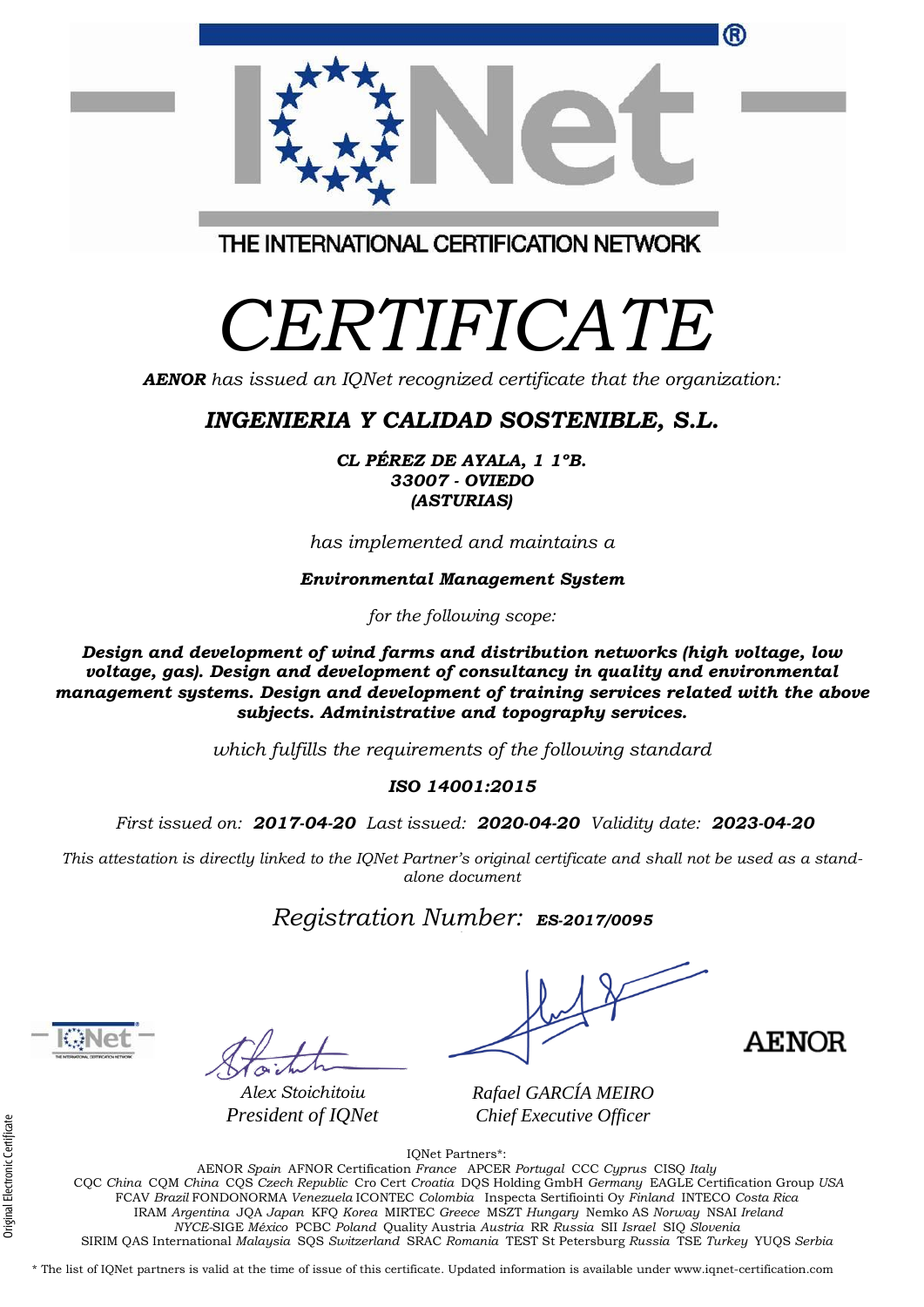THE INTERNATIONAL CERTIFICATION NETWORK

# CERTIFICATE

***AENOR*** *has issued an IQNet recognized certificate that the organization:*

## *INGENIERIA Y CALIDAD SOSTENIBLE, S.L.*

***CL PÉREZ DE AYALA, 1 1ºB.***
***33007 - OVIEDO***
***(ASTURIAS)***

*has implemented and maintains a*

***Environmental Management System***

*for the following scope:*

***Design and development of wind farms and distribution networks (high voltage, low voltage, gas). Design and development of consultancy in quality and environmental management systems. Design and development of training services related with the above subjects. Administrative and topography services.***

*which fulfills the requirements of the following standard*

***ISO 14001:2015***

*First issued on:* ***2017-04-20*** *Last issued:* ***2020-04-20*** *Validity date:* ***2023-04-20***

*This attestation is directly linked to the IQNet Partner's original certificate and shall not be used as a stand-alone document*

*Registration Number:* ***ES-2017/0095***

*Alex Stoichitoiu*
*President of IQNet*

*Rafael GARCÍA MEIRO*
*Chief Executive Officer*

AENOR

Original Electronic Certificate

IQNet Partners*:

AENOR *Spain* AFNOR Certification *France* APCER *Portugal* CCC *Cyprus* CISQ *Italy*
CQC *China* CQM *China* CQS *Czech Republic* Cro Cert *Croatia* DQS Holding GmbH *Germany* EAGLE Certification Group *USA*
FCAV *Brazil* FONDONORMA *Venezuela* ICONTEC *Colombia* Inspecta Sertifiointi Oy *Finland* INTECO *Costa Rica*
IRAM *Argentina* JQA *Japan* KFQ *Korea* MIRTEC *Greece* MSZT *Hungary* Nemko AS *Norway* NSAI *Ireland*
*NYCE*-SIGE *México* PCBC *Poland* Quality Austria *Austria* RR *Russia* SII *Israel* SIQ *Slovenia*
SIRIM QAS International *Malaysia* SQS *Switzerland* SRAC *Romania* TEST St Petersburg *Russia* TSE *Turkey* YUQS *Serbia*

* The list of IQNet partners is valid at the time of issue of this certificate. Updated information is available under www.iqnet-certification.com